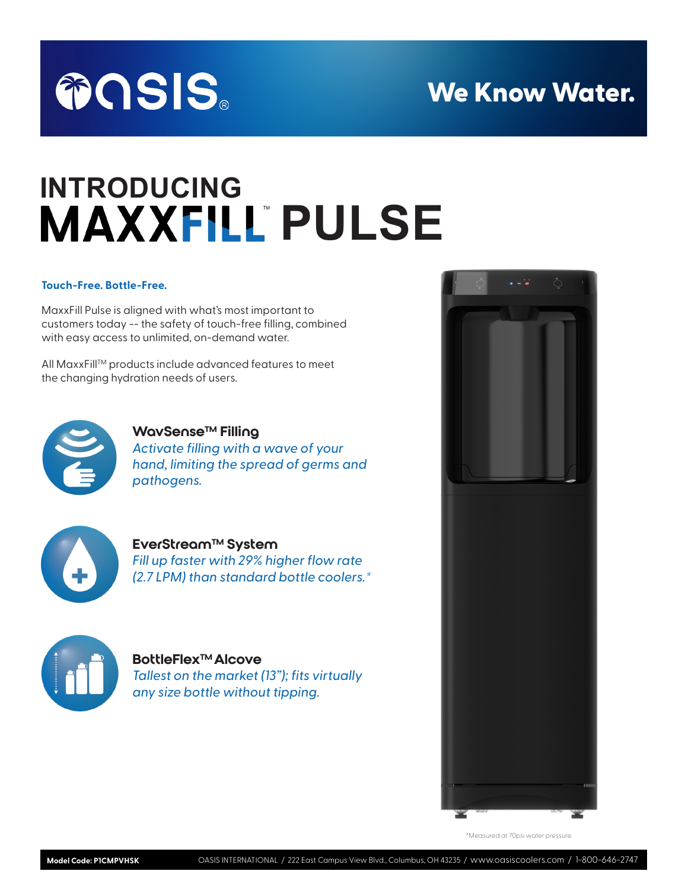OASIS®

We Know Water.

# INTRODUCING MAXXFILL™ PULSE

**Touch-Free. Bottle-Free.**

MaxxFill Pulse is aligned with what's most important to customers today -- the safety of touch-free filling, combined with easy access to unlimited, on-demand water.

All MaxxFill™ products include advanced features to meet the changing hydration needs of users.

### WavSense™ Filling

*Activate filling with a wave of your hand, limiting the spread of germs and pathogens.*

### EverStream™ System

*Fill up faster with 29% higher flow rate (2.7 LPM) than standard bottle coolers.\**

### BottleFlex™ Alcove

*Tallest on the market (13"); fits virtually any size bottle without tipping.*

\*Measured at 70psi water pressure.

**Model Code: P1CMPVHSK** OASIS INTERNATIONAL / 222 East Campus View Blvd., Columbus, OH 43235 / www.oasiscoolers.com / 1-800-646-2747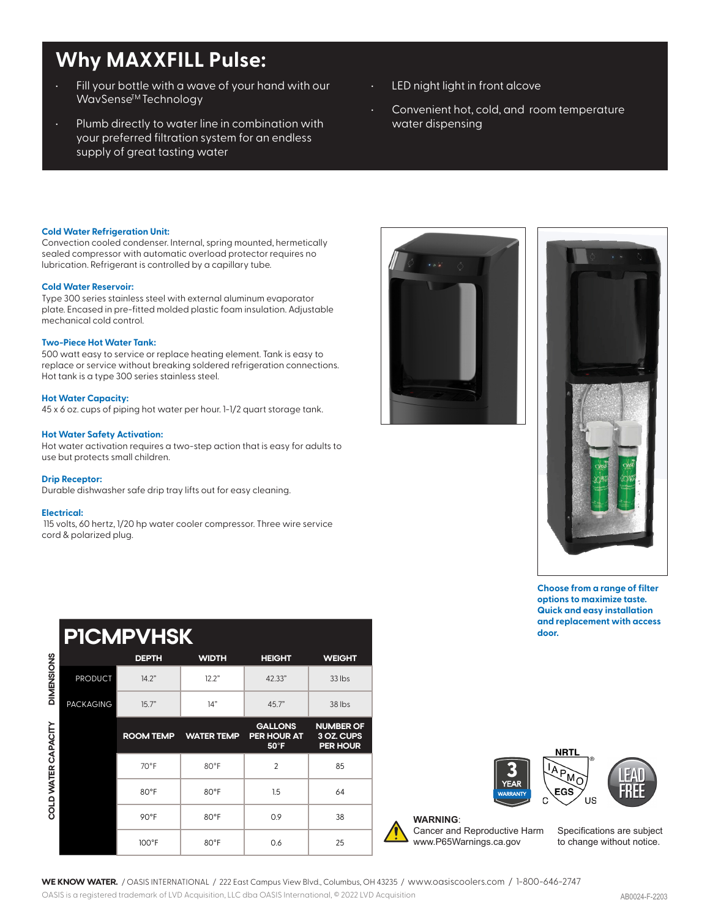## Why MAXXFILL Pulse:

- Fill your bottle with a wave of your hand with our WavSense™ Technology
- Plumb directly to water line in combination with your preferred filtration system for an endless supply of great tasting water
- LED night light in front alcove
- Convenient hot, cold, and room temperature water dispensing

**Cold Water Refrigeration Unit:**
Convection cooled condenser. Internal, spring mounted, hermetically sealed compressor with automatic overload protector requires no lubrication. Refrigerant is controlled by a capillary tube.

**Cold Water Reservoir:**
Type 300 series stainless steel with external aluminum evaporator plate. Encased in pre-fitted molded plastic foam insulation. Adjustable mechanical cold control.

**Two-Piece Hot Water Tank:**
500 watt easy to service or replace heating element. Tank is easy to replace or service without breaking soldered refrigeration connections. Hot tank is a type 300 series stainless steel.

**Hot Water Capacity:**
45 x 6 oz. cups of piping hot water per hour. 1-1/2 quart storage tank.

**Hot Water Safety Activation:**
Hot water activation requires a two-step action that is easy for adults to use but protects small children.

**Drip Receptor:**
Durable dishwasher safe drip tray lifts out for easy cleaning.

**Electrical:**
115 volts, 60 hertz, 1/20 hp water cooler compressor. Three wire service cord & polarized plug.

**Choose from a range of filter options to maximize taste. Quick and easy installation and replacement with access door.**

### P1CMPVHSK

| DIMENSIONS | DEPTH | WIDTH | HEIGHT | WEIGHT |
|---|---|---|---|---|
| PRODUCT | 14.2" | 12.2" | 42.33" | 33 lbs |
| PACKAGING | 15.7" | 14" | 45.7" | 38 lbs |

| COLD WATER CAPACITY | | | |
|---|---|---|---|
| ROOM TEMP | WATER TEMP | GALLONS PER HOUR AT 50°F | NUMBER OF 3 OZ. CUPS PER HOUR |
| 70°F | 80°F | 2 | 85 |
| 80°F | 80°F | 1.5 | 64 |
| 90°F | 80°F | 0.9 | 38 |
| 100°F | 80°F | 0.6 | 25 |

3 YEAR WARRANTY

NRTL IAPMO EGS C US

LEAD FREE

**WARNING**:
Cancer and Reproductive Harm
www.P65Warnings.ca.gov

Specifications are subject to change without notice.

**WE KNOW WATER.** / OASIS INTERNATIONAL / 222 East Campus View Blvd., Columbus, OH 43235 / www.oasiscoolers.com / 1-800-646-2747

OASIS is a registered trademark of LVD Acquisition, LLC dba OASIS International, © 2022 LVD Acquisition

AB0024-F-2203